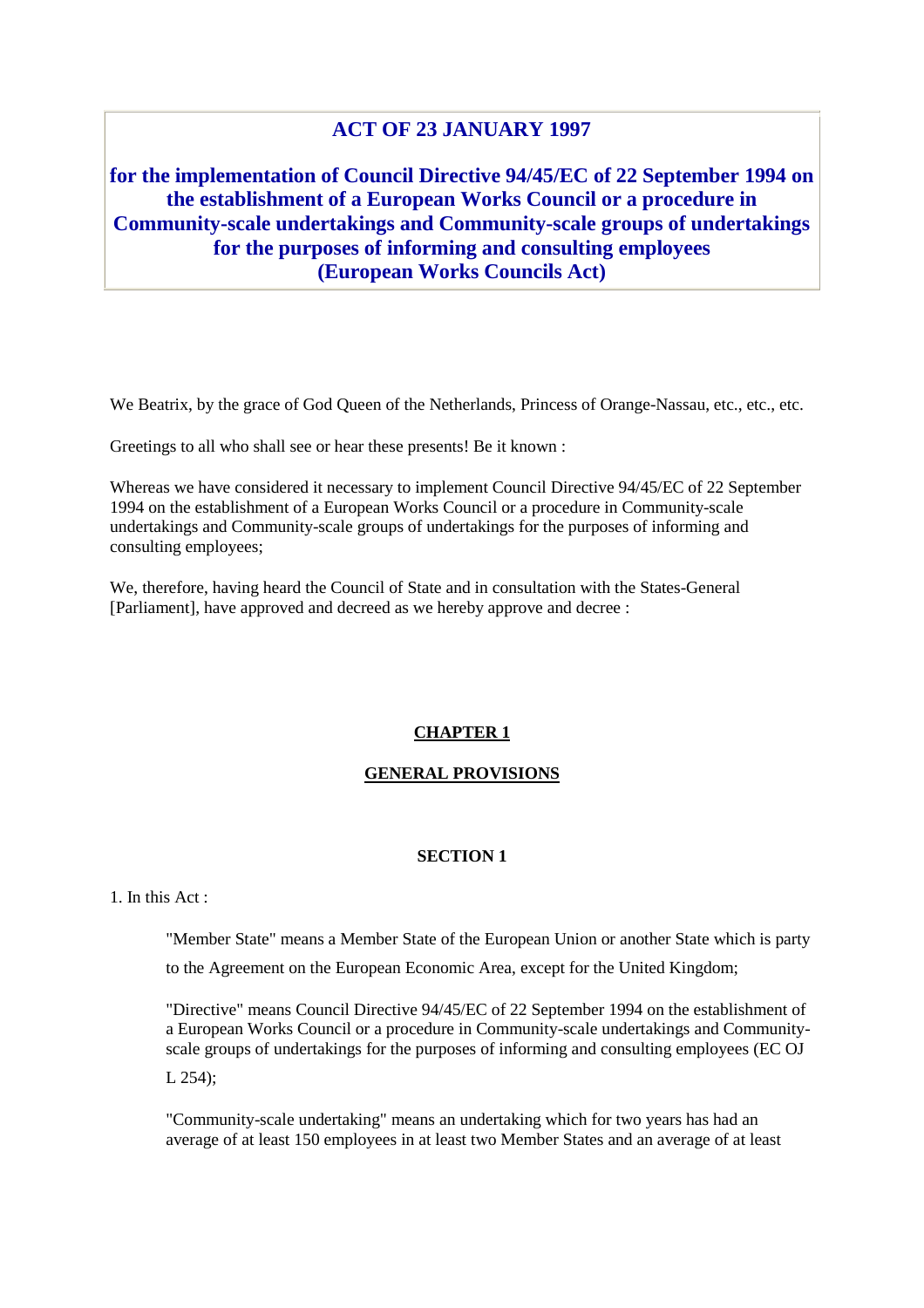# ACT OF 23 JANUARY 1997

## for the implementation of Council Directive 94/45/EC of 22 September 1994 on the establishment of a European Works Council or a procedure in Community-scale undertakings and Community-scale groups of undertakings for the purposes of informing and consulting employees (European Works Councils Act)

We Beatrix, by the grace of God Queen of the Netherlands, Princess of Orange-Nassau, etc., etc., etc.

Greetings to all who shall see or hear these presents! Be it known :

Whereas we have considered it necessary to implement Council Directive 94/45/EC of 22 September 1994 on the establishment of a European Works Council or a procedure in Community-scale undertakings and Community-scale groups of undertakings for the purposes of informing and consulting employees;

We, therefore, having heard the Council of State and in consultation with the States-General [Parliament], have approved and decreed as we hereby approve and decree :

## CHAPTER 1

## GENERAL PROVISIONS

### SECTION 1

1. In this Act :

> "Member State" means a Member State of the European Union or another State which is party to the Agreement on the European Economic Area, except for the United Kingdom;
>
> "Directive" means Council Directive 94/45/EC of 22 September 1994 on the establishment of a European Works Council or a procedure in Community-scale undertakings and Community-scale groups of undertakings for the purposes of informing and consulting employees (EC OJ L 254);
>
> "Community-scale undertaking" means an undertaking which for two years has had an average of at least 150 employees in at least two Member States and an average of at least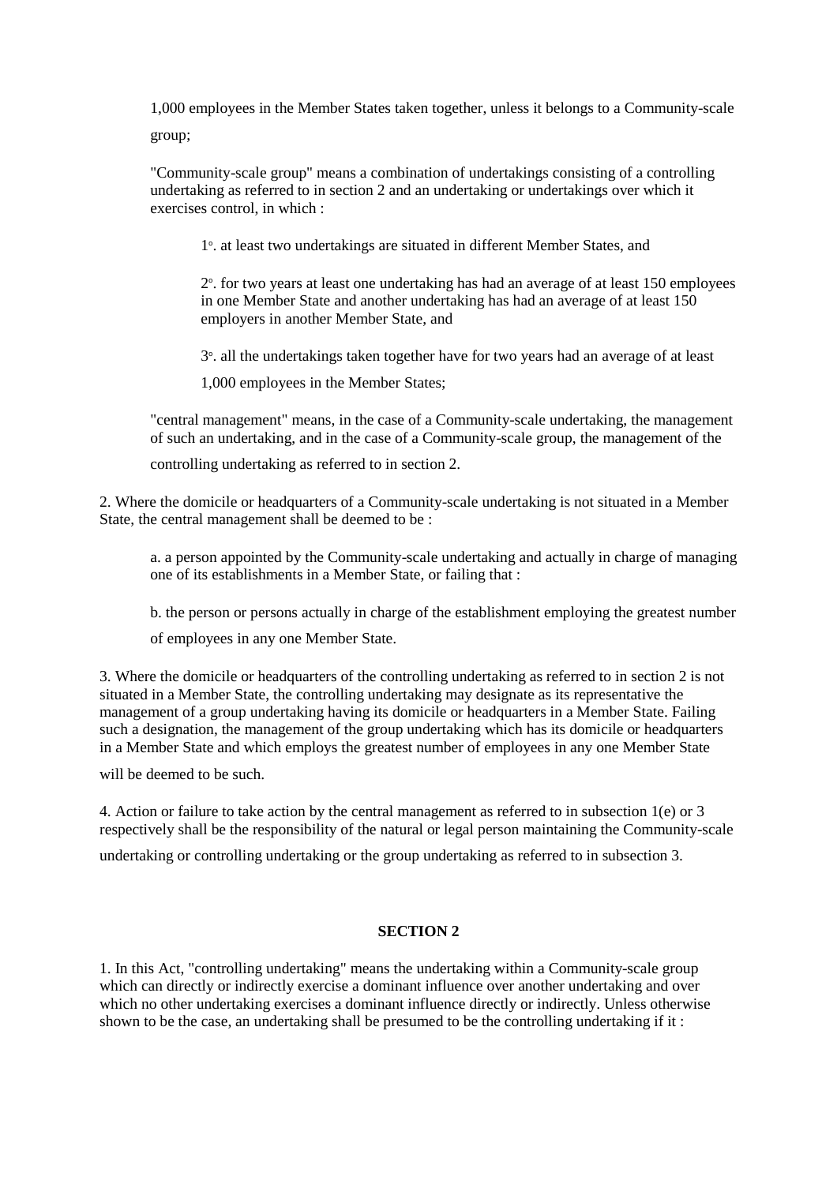1,000 employees in the Member States taken together, unless it belongs to a Community-scale group;

"Community-scale group" means a combination of undertakings consisting of a controlling undertaking as referred to in section 2 and an undertaking or undertakings over which it exercises control, in which :

1°. at least two undertakings are situated in different Member States, and

2°. for two years at least one undertaking has had an average of at least 150 employees in one Member State and another undertaking has had an average of at least 150 employers in another Member State, and

3°. all the undertakings taken together have for two years had an average of at least 1,000 employees in the Member States;

"central management" means, in the case of a Community-scale undertaking, the management of such an undertaking, and in the case of a Community-scale group, the management of the controlling undertaking as referred to in section 2.

2. Where the domicile or headquarters of a Community-scale undertaking is not situated in a Member State, the central management shall be deemed to be :

a. a person appointed by the Community-scale undertaking and actually in charge of managing one of its establishments in a Member State, or failing that :

b. the person or persons actually in charge of the establishment employing the greatest number of employees in any one Member State.

3. Where the domicile or headquarters of the controlling undertaking as referred to in section 2 is not situated in a Member State, the controlling undertaking may designate as its representative the management of a group undertaking having its domicile or headquarters in a Member State. Failing such a designation, the management of the group undertaking which has its domicile or headquarters in a Member State and which employs the greatest number of employees in any one Member State will be deemed to be such.

4. Action or failure to take action by the central management as referred to in subsection 1(e) or 3 respectively shall be the responsibility of the natural or legal person maintaining the Community-scale undertaking or controlling undertaking or the group undertaking as referred to in subsection 3.

## SECTION 2

1. In this Act, "controlling undertaking" means the undertaking within a Community-scale group which can directly or indirectly exercise a dominant influence over another undertaking and over which no other undertaking exercises a dominant influence directly or indirectly. Unless otherwise shown to be the case, an undertaking shall be presumed to be the controlling undertaking if it :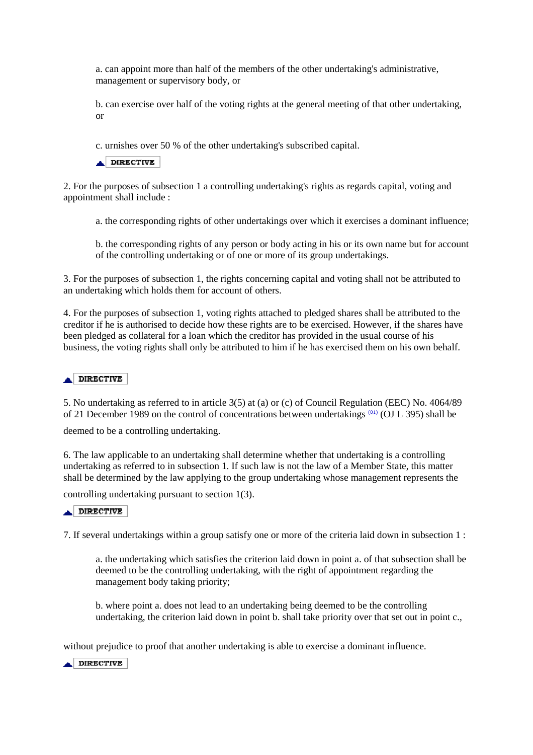a. can appoint more than half of the members of the other undertaking's administrative, management or supervisory body, or

b. can exercise over half of the voting rights at the general meeting of that other undertaking, or

c. urnishes over 50 % of the other undertaking's subscribed capital.

DIRECTIVE

2. For the purposes of subsection 1 a controlling undertaking's rights as regards capital, voting and appointment shall include :

a. the corresponding rights of other undertakings over which it exercises a dominant influence;

b. the corresponding rights of any person or body acting in his or its own name but for account of the controlling undertaking or of one or more of its group undertakings.

3. For the purposes of subsection 1, the rights concerning capital and voting shall not be attributed to an undertaking which holds them for account of others.

4. For the purposes of subsection 1, voting rights attached to pledged shares shall be attributed to the creditor if he is authorised to decide how these rights are to be exercised. However, if the shares have been pledged as collateral for a loan which the creditor has provided in the usual course of his business, the voting rights shall only be attributed to him if he has exercised them on his own behalf.

DIRECTIVE

5. No undertaking as referred to in article 3(5) at (a) or (c) of Council Regulation (EEC) No. 4064/89 of 21 December 1989 on the control of concentrations between undertakings [01] (OJ L 395) shall be deemed to be a controlling undertaking.

6. The law applicable to an undertaking shall determine whether that undertaking is a controlling undertaking as referred to in subsection 1. If such law is not the law of a Member State, this matter shall be determined by the law applying to the group undertaking whose management represents the controlling undertaking pursuant to section 1(3).

DIRECTIVE

7. If several undertakings within a group satisfy one or more of the criteria laid down in subsection 1 :

a. the undertaking which satisfies the criterion laid down in point a. of that subsection shall be deemed to be the controlling undertaking, with the right of appointment regarding the management body taking priority;

b. where point a. does not lead to an undertaking being deemed to be the controlling undertaking, the criterion laid down in point b. shall take priority over that set out in point c.,

without prejudice to proof that another undertaking is able to exercise a dominant influence.

DIRECTIVE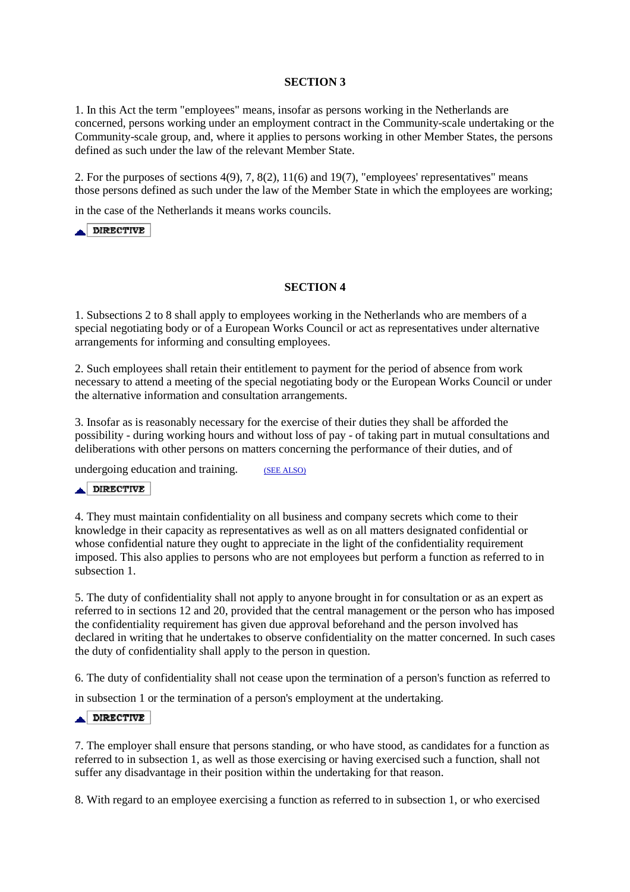## SECTION 3

1. In this Act the term "employees" means, insofar as persons working in the Netherlands are concerned, persons working under an employment contract in the Community-scale undertaking or the Community-scale group, and, where it applies to persons working in other Member States, the persons defined as such under the law of the relevant Member State.

2. For the purposes of sections 4(9), 7, 8(2), 11(6) and 19(7), "employees' representatives" means those persons defined as such under the law of the Member State in which the employees are working; in the case of the Netherlands it means works councils.

DIRECTIVE

## SECTION 4

1. Subsections 2 to 8 shall apply to employees working in the Netherlands who are members of a special negotiating body or of a European Works Council or act as representatives under alternative arrangements for informing and consulting employees.

2. Such employees shall retain their entitlement to payment for the period of absence from work necessary to attend a meeting of the special negotiating body or the European Works Council or under the alternative information and consultation arrangements.

3. Insofar as is reasonably necessary for the exercise of their duties they shall be afforded the possibility - during working hours and without loss of pay - of taking part in mutual consultations and deliberations with other persons on matters concerning the performance of their duties, and of undergoing education and training. (SEE ALSO)

DIRECTIVE

4. They must maintain confidentiality on all business and company secrets which come to their knowledge in their capacity as representatives as well as on all matters designated confidential or whose confidential nature they ought to appreciate in the light of the confidentiality requirement imposed. This also applies to persons who are not employees but perform a function as referred to in subsection 1.

5. The duty of confidentiality shall not apply to anyone brought in for consultation or as an expert as referred to in sections 12 and 20, provided that the central management or the person who has imposed the confidentiality requirement has given due approval beforehand and the person involved has declared in writing that he undertakes to observe confidentiality on the matter concerned. In such cases the duty of confidentiality shall apply to the person in question.

6. The duty of confidentiality shall not cease upon the termination of a person's function as referred to in subsection 1 or the termination of a person's employment at the undertaking.

DIRECTIVE

7. The employer shall ensure that persons standing, or who have stood, as candidates for a function as referred to in subsection 1, as well as those exercising or having exercised such a function, shall not suffer any disadvantage in their position within the undertaking for that reason.

8. With regard to an employee exercising a function as referred to in subsection 1, or who exercised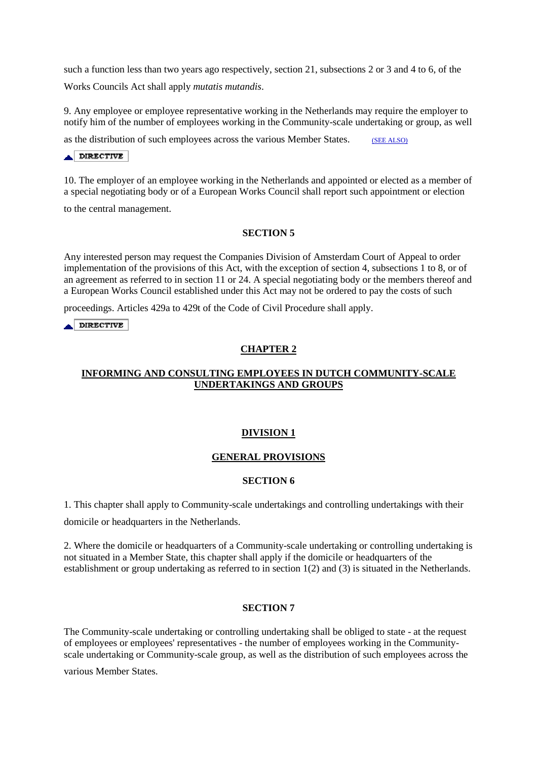such a function less than two years ago respectively, section 21, subsections 2 or 3 and 4 to 6, of the Works Councils Act shall apply *mutatis mutandis*.

9. Any employee or employee representative working in the Netherlands may require the employer to notify him of the number of employees working in the Community-scale undertaking or group, as well as the distribution of such employees across the various Member States. (SEE ALSO)

DIRECTIVE

10. The employer of an employee working in the Netherlands and appointed or elected as a member of a special negotiating body or of a European Works Council shall report such appointment or election to the central management.

**SECTION 5**

Any interested person may request the Companies Division of Amsterdam Court of Appeal to order implementation of the provisions of this Act, with the exception of section 4, subsections 1 to 8, or of an agreement as referred to in section 11 or 24. A special negotiating body or the members thereof and a European Works Council established under this Act may not be ordered to pay the costs of such proceedings. Articles 429a to 429t of the Code of Civil Procedure shall apply.

DIRECTIVE

## CHAPTER 2

## INFORMING AND CONSULTING EMPLOYEES IN DUTCH COMMUNITY-SCALE UNDERTAKINGS AND GROUPS

### DIVISION 1

### GENERAL PROVISIONS

**SECTION 6**

1. This chapter shall apply to Community-scale undertakings and controlling undertakings with their domicile or headquarters in the Netherlands.

2. Where the domicile or headquarters of a Community-scale undertaking or controlling undertaking is not situated in a Member State, this chapter shall apply if the domicile or headquarters of the establishment or group undertaking as referred to in section 1(2) and (3) is situated in the Netherlands.

**SECTION 7**

The Community-scale undertaking or controlling undertaking shall be obliged to state - at the request of employees or employees' representatives - the number of employees working in the Community-scale undertaking or Community-scale group, as well as the distribution of such employees across the various Member States.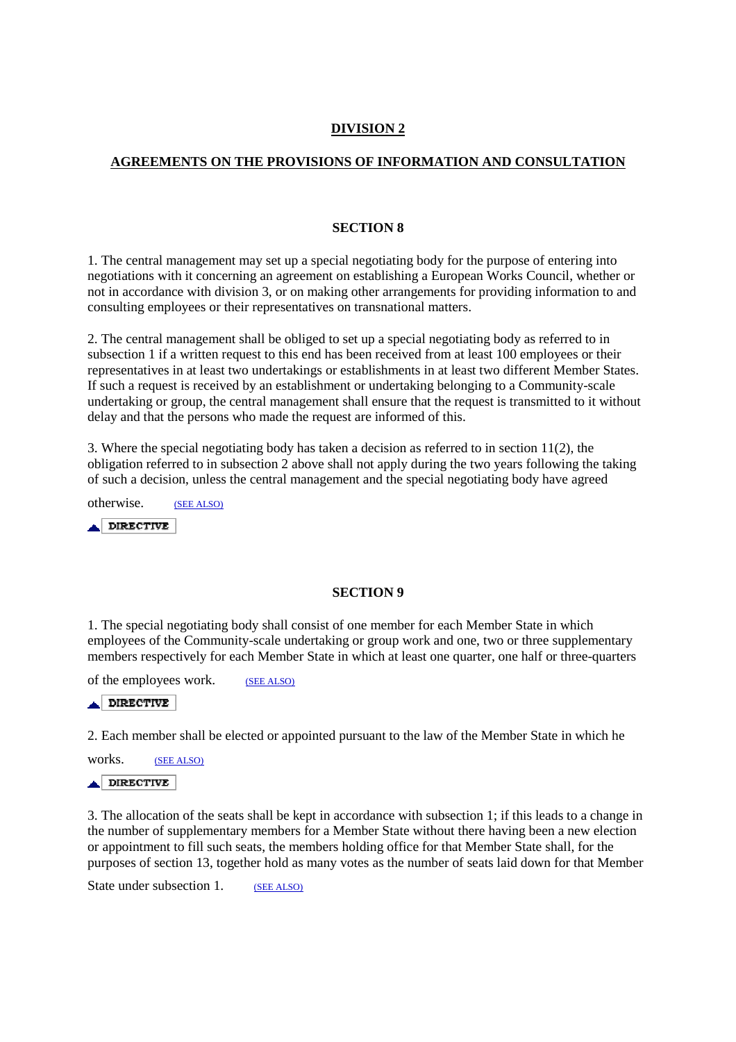## DIVISION 2

## AGREEMENTS ON THE PROVISIONS OF INFORMATION AND CONSULTATION

### SECTION 8

1. The central management may set up a special negotiating body for the purpose of entering into negotiations with it concerning an agreement on establishing a European Works Council, whether or not in accordance with division 3, or on making other arrangements for providing information to and consulting employees or their representatives on transnational matters.

2. The central management shall be obliged to set up a special negotiating body as referred to in subsection 1 if a written request to this end has been received from at least 100 employees or their representatives in at least two undertakings or establishments in at least two different Member States. If such a request is received by an establishment or undertaking belonging to a Community-scale undertaking or group, the central management shall ensure that the request is transmitted to it without delay and that the persons who made the request are informed of this.

3. Where the special negotiating body has taken a decision as referred to in section 11(2), the obligation referred to in subsection 2 above shall not apply during the two years following the taking of such a decision, unless the central management and the special negotiating body have agreed otherwise. (SEE ALSO)

DIRECTIVE

### SECTION 9

1. The special negotiating body shall consist of one member for each Member State in which employees of the Community-scale undertaking or group work and one, two or three supplementary members respectively for each Member State in which at least one quarter, one half or three-quarters of the employees work. (SEE ALSO)

DIRECTIVE

2. Each member shall be elected or appointed pursuant to the law of the Member State in which he works. (SEE ALSO)

DIRECTIVE

3. The allocation of the seats shall be kept in accordance with subsection 1; if this leads to a change in the number of supplementary members for a Member State without there having been a new election or appointment to fill such seats, the members holding office for that Member State shall, for the purposes of section 13, together hold as many votes as the number of seats laid down for that Member State under subsection 1. (SEE ALSO)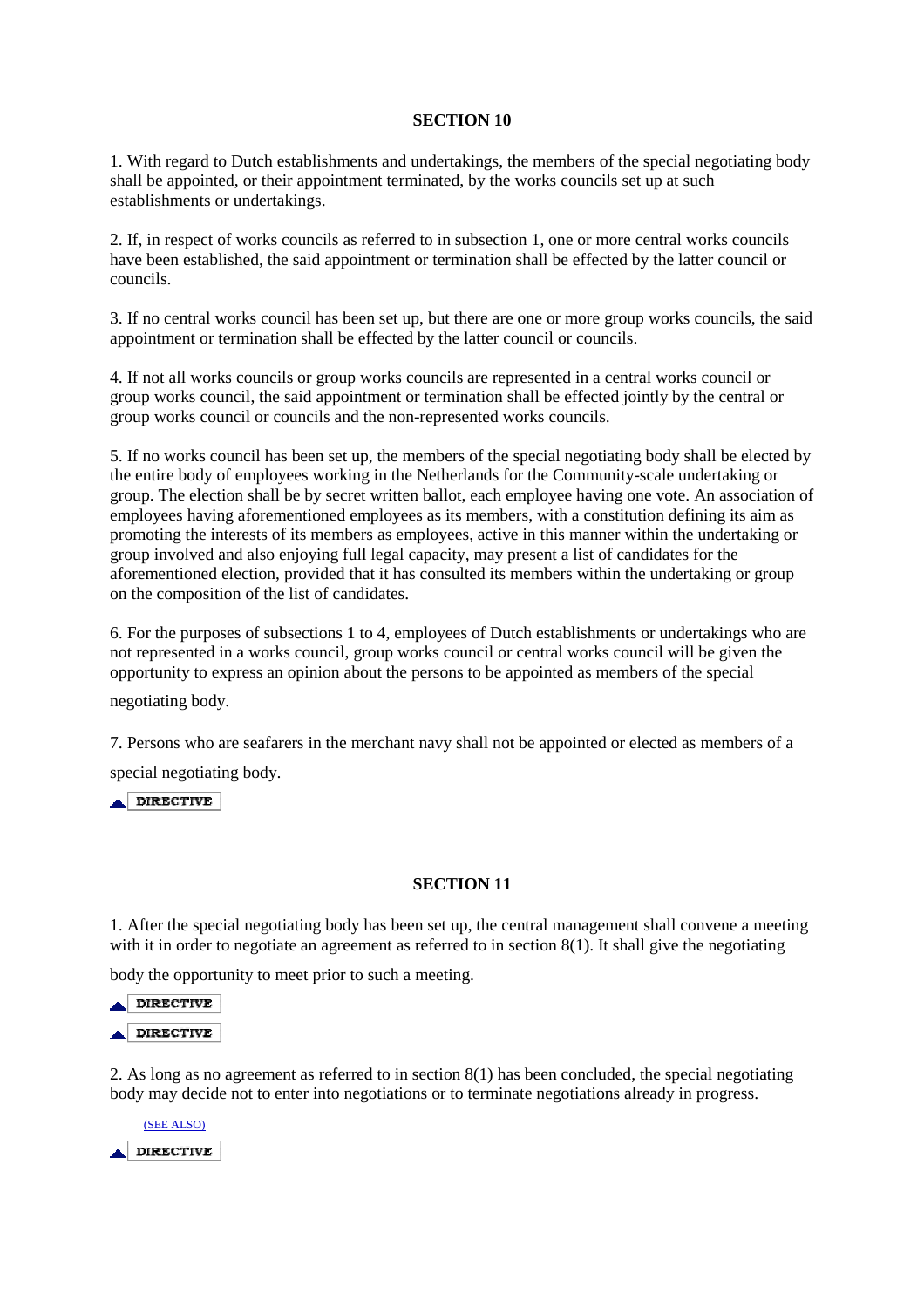## SECTION 10

1. With regard to Dutch establishments and undertakings, the members of the special negotiating body shall be appointed, or their appointment terminated, by the works councils set up at such establishments or undertakings.

2. If, in respect of works councils as referred to in subsection 1, one or more central works councils have been established, the said appointment or termination shall be effected by the latter council or councils.

3. If no central works council has been set up, but there are one or more group works councils, the said appointment or termination shall be effected by the latter council or councils.

4. If not all works councils or group works councils are represented in a central works council or group works council, the said appointment or termination shall be effected jointly by the central or group works council or councils and the non-represented works councils.

5. If no works council has been set up, the members of the special negotiating body shall be elected by the entire body of employees working in the Netherlands for the Community-scale undertaking or group. The election shall be by secret written ballot, each employee having one vote. An association of employees having aforementioned employees as its members, with a constitution defining its aim as promoting the interests of its members as employees, active in this manner within the undertaking or group involved and also enjoying full legal capacity, may present a list of candidates for the aforementioned election, provided that it has consulted its members within the undertaking or group on the composition of the list of candidates.

6. For the purposes of subsections 1 to 4, employees of Dutch establishments or undertakings who are not represented in a works council, group works council or central works council will be given the opportunity to express an opinion about the persons to be appointed as members of the special negotiating body.

7. Persons who are seafarers in the merchant navy shall not be appointed or elected as members of a special negotiating body.

DIRECTIVE

## SECTION 11

1. After the special negotiating body has been set up, the central management shall convene a meeting with it in order to negotiate an agreement as referred to in section 8(1). It shall give the negotiating body the opportunity to meet prior to such a meeting.

DIRECTIVE

DIRECTIVE

2. As long as no agreement as referred to in section 8(1) has been concluded, the special negotiating body may decide not to enter into negotiations or to terminate negotiations already in progress.

(SEE ALSO)

DIRECTIVE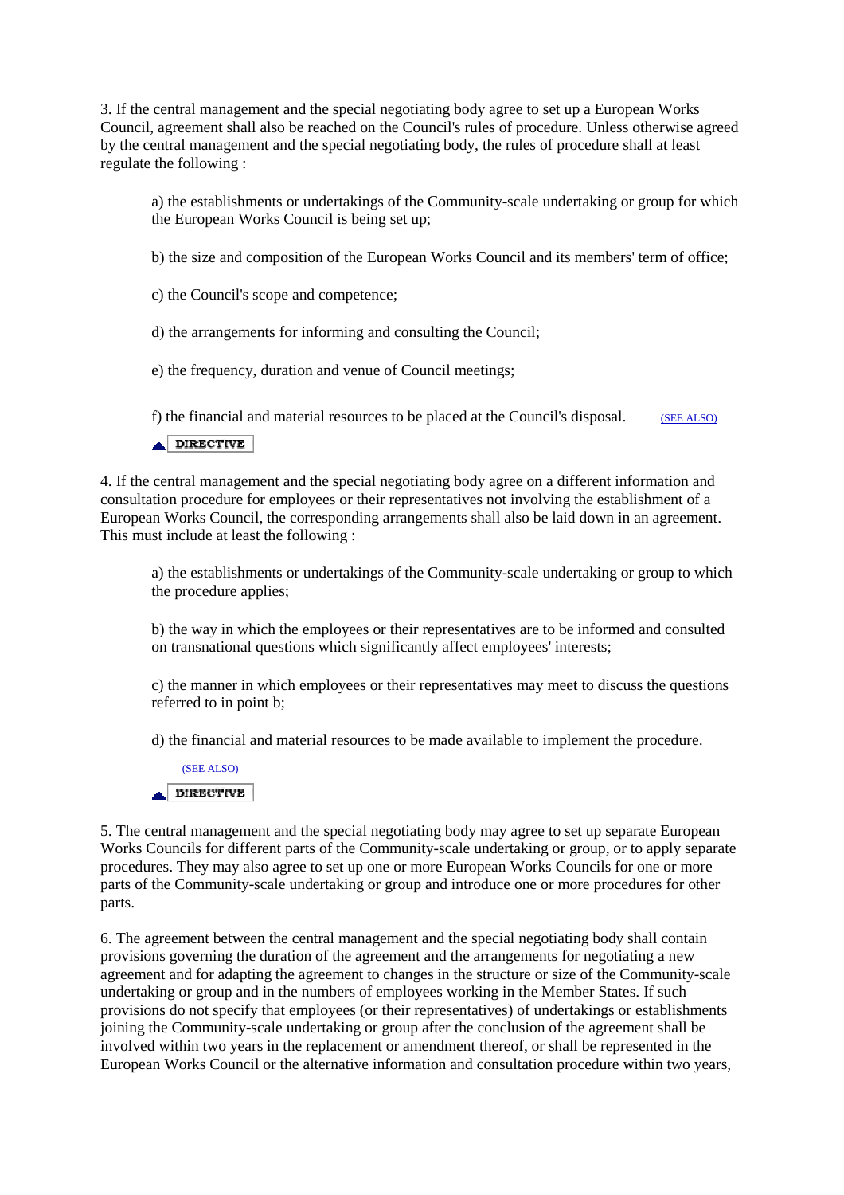3. If the central management and the special negotiating body agree to set up a European Works Council, agreement shall also be reached on the Council's rules of procedure. Unless otherwise agreed by the central management and the special negotiating body, the rules of procedure shall at least regulate the following :

a) the establishments or undertakings of the Community-scale undertaking or group for which the European Works Council is being set up;

b) the size and composition of the European Works Council and its members' term of office;

c) the Council's scope and competence;

d) the arrangements for informing and consulting the Council;

e) the frequency, duration and venue of Council meetings;

f) the financial and material resources to be placed at the Council's disposal. (SEE ALSO)

DIRECTIVE

4. If the central management and the special negotiating body agree on a different information and consultation procedure for employees or their representatives not involving the establishment of a European Works Council, the corresponding arrangements shall also be laid down in an agreement. This must include at least the following :

a) the establishments or undertakings of the Community-scale undertaking or group to which the procedure applies;

b) the way in which the employees or their representatives are to be informed and consulted on transnational questions which significantly affect employees' interests;

c) the manner in which employees or their representatives may meet to discuss the questions referred to in point b;

d) the financial and material resources to be made available to implement the procedure.

(SEE ALSO)

DIRECTIVE

5. The central management and the special negotiating body may agree to set up separate European Works Councils for different parts of the Community-scale undertaking or group, or to apply separate procedures. They may also agree to set up one or more European Works Councils for one or more parts of the Community-scale undertaking or group and introduce one or more procedures for other parts.

6. The agreement between the central management and the special negotiating body shall contain provisions governing the duration of the agreement and the arrangements for negotiating a new agreement and for adapting the agreement to changes in the structure or size of the Community-scale undertaking or group and in the numbers of employees working in the Member States. If such provisions do not specify that employees (or their representatives) of undertakings or establishments joining the Community-scale undertaking or group after the conclusion of the agreement shall be involved within two years in the replacement or amendment thereof, or shall be represented in the European Works Council or the alternative information and consultation procedure within two years,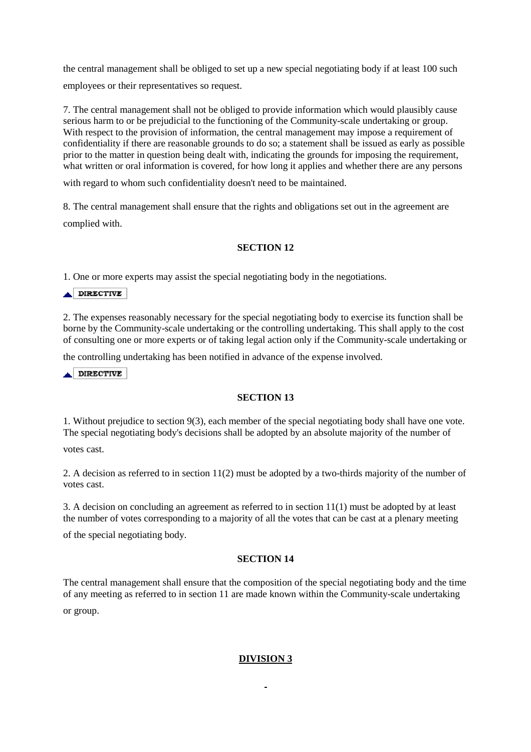the central management shall be obliged to set up a new special negotiating body if at least 100 such employees or their representatives so request.

7. The central management shall not be obliged to provide information which would plausibly cause serious harm to or be prejudicial to the functioning of the Community-scale undertaking or group. With respect to the provision of information, the central management may impose a requirement of confidentiality if there are reasonable grounds to do so; a statement shall be issued as early as possible prior to the matter in question being dealt with, indicating the grounds for imposing the requirement, what written or oral information is covered, for how long it applies and whether there are any persons with regard to whom such confidentiality doesn't need to be maintained.

8. The central management shall ensure that the rights and obligations set out in the agreement are complied with.

**SECTION 12**

1. One or more experts may assist the special negotiating body in the negotiations.

DIRECTIVE

2. The expenses reasonably necessary for the special negotiating body to exercise its function shall be borne by the Community-scale undertaking or the controlling undertaking. This shall apply to the cost of consulting one or more experts or of taking legal action only if the Community-scale undertaking or the controlling undertaking has been notified in advance of the expense involved.

DIRECTIVE

**SECTION 13**

1. Without prejudice to section 9(3), each member of the special negotiating body shall have one vote. The special negotiating body's decisions shall be adopted by an absolute majority of the number of votes cast.

2. A decision as referred to in section 11(2) must be adopted by a two-thirds majority of the number of votes cast.

3. A decision on concluding an agreement as referred to in section 11(1) must be adopted by at least the number of votes corresponding to a majority of all the votes that can be cast at a plenary meeting of the special negotiating body.

**SECTION 14**

The central management shall ensure that the composition of the special negotiating body and the time of any meeting as referred to in section 11 are made known within the Community-scale undertaking or group.

**DIVISION 3**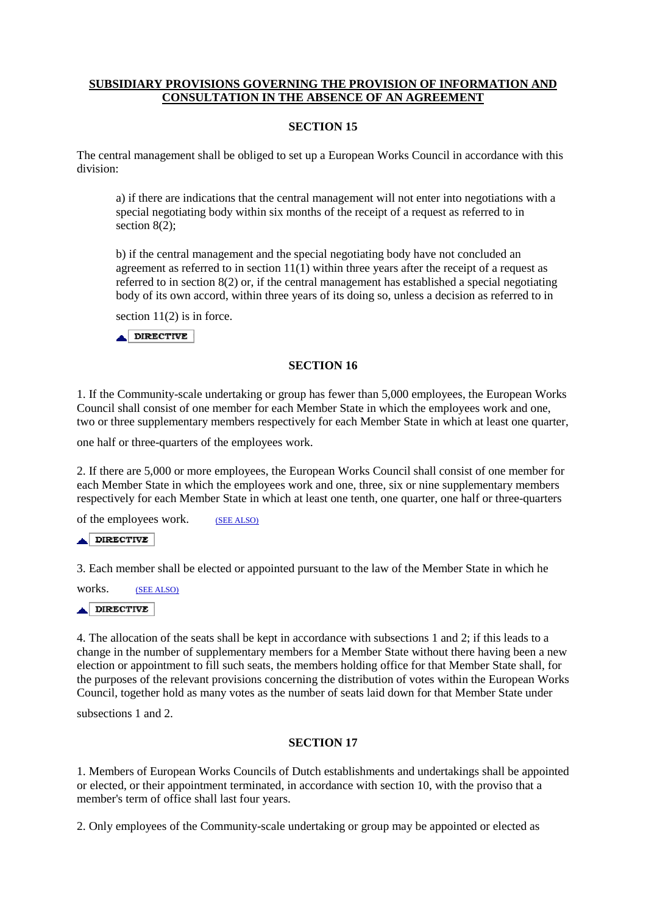## SUBSIDIARY PROVISIONS GOVERNING THE PROVISION OF INFORMATION AND CONSULTATION IN THE ABSENCE OF AN AGREEMENT

### SECTION 15

The central management shall be obliged to set up a European Works Council in accordance with this division:

a) if there are indications that the central management will not enter into negotiations with a special negotiating body within six months of the receipt of a request as referred to in section 8(2);

b) if the central management and the special negotiating body have not concluded an agreement as referred to in section 11(1) within three years after the receipt of a request as referred to in section 8(2) or, if the central management has established a special negotiating body of its own accord, within three years of its doing so, unless a decision as referred to in section 11(2) is in force.

DIRECTIVE

### SECTION 16

1. If the Community-scale undertaking or group has fewer than 5,000 employees, the European Works Council shall consist of one member for each Member State in which the employees work and one, two or three supplementary members respectively for each Member State in which at least one quarter, one half or three-quarters of the employees work.

2. If there are 5,000 or more employees, the European Works Council shall consist of one member for each Member State in which the employees work and one, three, six or nine supplementary members respectively for each Member State in which at least one tenth, one quarter, one half or three-quarters of the employees work. (SEE ALSO)

DIRECTIVE

3. Each member shall be elected or appointed pursuant to the law of the Member State in which he works. (SEE ALSO)

DIRECTIVE

4. The allocation of the seats shall be kept in accordance with subsections 1 and 2; if this leads to a change in the number of supplementary members for a Member State without there having been a new election or appointment to fill such seats, the members holding office for that Member State shall, for the purposes of the relevant provisions concerning the distribution of votes within the European Works Council, together hold as many votes as the number of seats laid down for that Member State under subsections 1 and 2.

### SECTION 17

1. Members of European Works Councils of Dutch establishments and undertakings shall be appointed or elected, or their appointment terminated, in accordance with section 10, with the proviso that a member's term of office shall last four years.

2. Only employees of the Community-scale undertaking or group may be appointed or elected as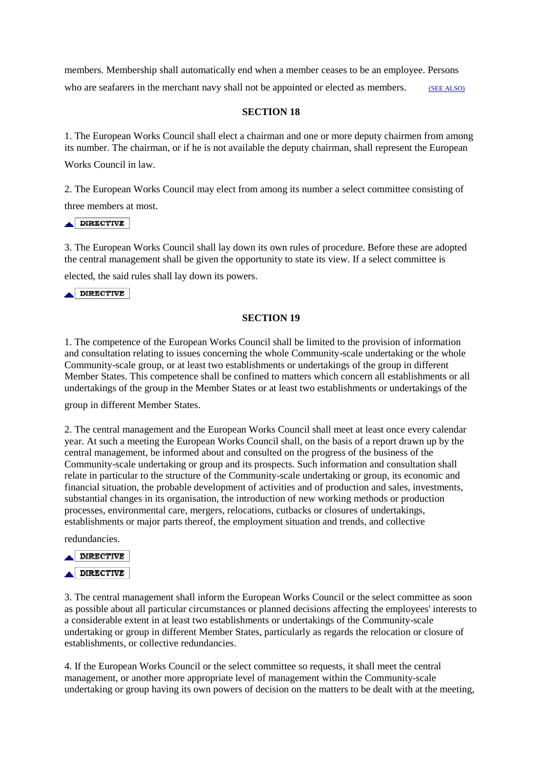members. Membership shall automatically end when a member ceases to be an employee. Persons who are seafarers in the merchant navy shall not be appointed or elected as members. (SEE ALSO)

## SECTION 18

1. The European Works Council shall elect a chairman and one or more deputy chairmen from among its number. The chairman, or if he is not available the deputy chairman, shall represent the European Works Council in law.

2. The European Works Council may elect from among its number a select committee consisting of three members at most.

DIRECTIVE

3. The European Works Council shall lay down its own rules of procedure. Before these are adopted the central management shall be given the opportunity to state its view. If a select committee is elected, the said rules shall lay down its powers.

DIRECTIVE

## SECTION 19

1. The competence of the European Works Council shall be limited to the provision of information and consultation relating to issues concerning the whole Community-scale undertaking or the whole Community-scale group, or at least two establishments or undertakings of the group in different Member States. This competence shall be confined to matters which concern all establishments or all undertakings of the group in the Member States or at least two establishments or undertakings of the group in different Member States.

2. The central management and the European Works Council shall meet at least once every calendar year. At such a meeting the European Works Council shall, on the basis of a report drawn up by the central management, be informed about and consulted on the progress of the business of the Community-scale undertaking or group and its prospects. Such information and consultation shall relate in particular to the structure of the Community-scale undertaking or group, its economic and financial situation, the probable development of activities and of production and sales, investments, substantial changes in its organisation, the introduction of new working methods or production processes, environmental care, mergers, relocations, cutbacks or closures of undertakings, establishments or major parts thereof, the employment situation and trends, and collective redundancies.

DIRECTIVE

DIRECTIVE

3. The central management shall inform the European Works Council or the select committee as soon as possible about all particular circumstances or planned decisions affecting the employees' interests to a considerable extent in at least two establishments or undertakings of the Community-scale undertaking or group in different Member States, particularly as regards the relocation or closure of establishments, or collective redundancies.

4. If the European Works Council or the select committee so requests, it shall meet the central management, or another more appropriate level of management within the Community-scale undertaking or group having its own powers of decision on the matters to be dealt with at the meeting,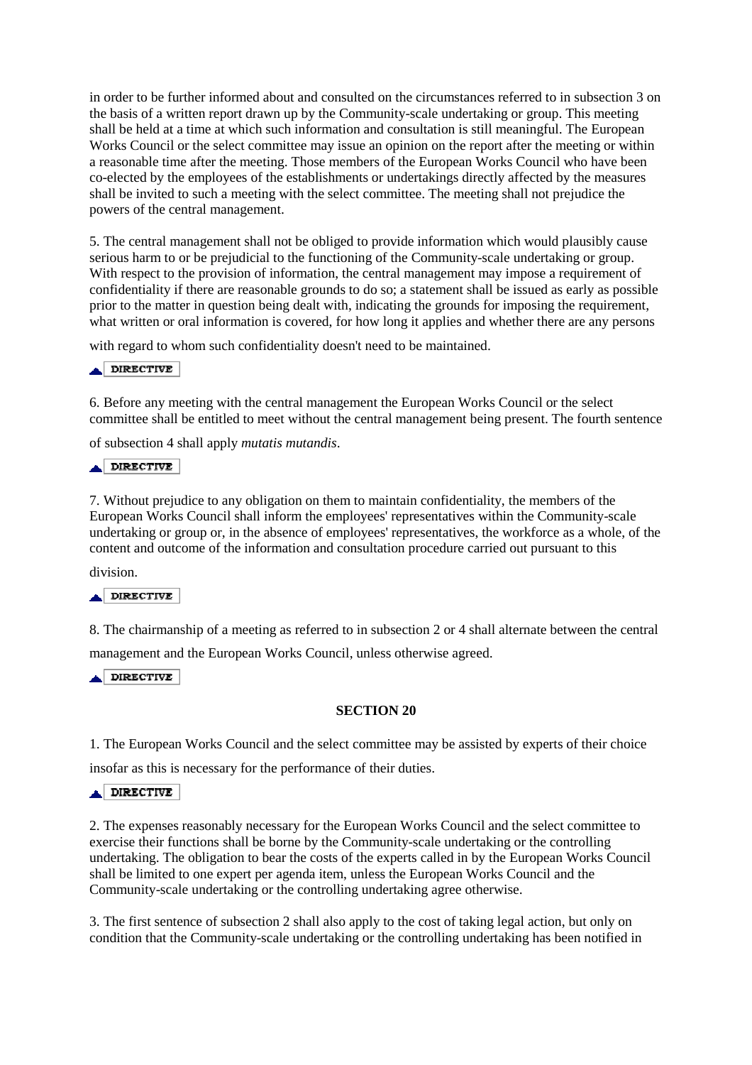in order to be further informed about and consulted on the circumstances referred to in subsection 3 on the basis of a written report drawn up by the Community-scale undertaking or group. This meeting shall be held at a time at which such information and consultation is still meaningful. The European Works Council or the select committee may issue an opinion on the report after the meeting or within a reasonable time after the meeting. Those members of the European Works Council who have been co-elected by the employees of the establishments or undertakings directly affected by the measures shall be invited to such a meeting with the select committee. The meeting shall not prejudice the powers of the central management.

5. The central management shall not be obliged to provide information which would plausibly cause serious harm to or be prejudicial to the functioning of the Community-scale undertaking or group. With respect to the provision of information, the central management may impose a requirement of confidentiality if there are reasonable grounds to do so; a statement shall be issued as early as possible prior to the matter in question being dealt with, indicating the grounds for imposing the requirement, what written or oral information is covered, for how long it applies and whether there are any persons with regard to whom such confidentiality doesn't need to be maintained.

DIRECTIVE

6. Before any meeting with the central management the European Works Council or the select committee shall be entitled to meet without the central management being present. The fourth sentence of subsection 4 shall apply *mutatis mutandis*.

DIRECTIVE

7. Without prejudice to any obligation on them to maintain confidentiality, the members of the European Works Council shall inform the employees' representatives within the Community-scale undertaking or group or, in the absence of employees' representatives, the workforce as a whole, of the content and outcome of the information and consultation procedure carried out pursuant to this division.

DIRECTIVE

8. The chairmanship of a meeting as referred to in subsection 2 or 4 shall alternate between the central management and the European Works Council, unless otherwise agreed.

DIRECTIVE

**SECTION 20**

1. The European Works Council and the select committee may be assisted by experts of their choice insofar as this is necessary for the performance of their duties.

DIRECTIVE

2. The expenses reasonably necessary for the European Works Council and the select committee to exercise their functions shall be borne by the Community-scale undertaking or the controlling undertaking. The obligation to bear the costs of the experts called in by the European Works Council shall be limited to one expert per agenda item, unless the European Works Council and the Community-scale undertaking or the controlling undertaking agree otherwise.

3. The first sentence of subsection 2 shall also apply to the cost of taking legal action, but only on condition that the Community-scale undertaking or the controlling undertaking has been notified in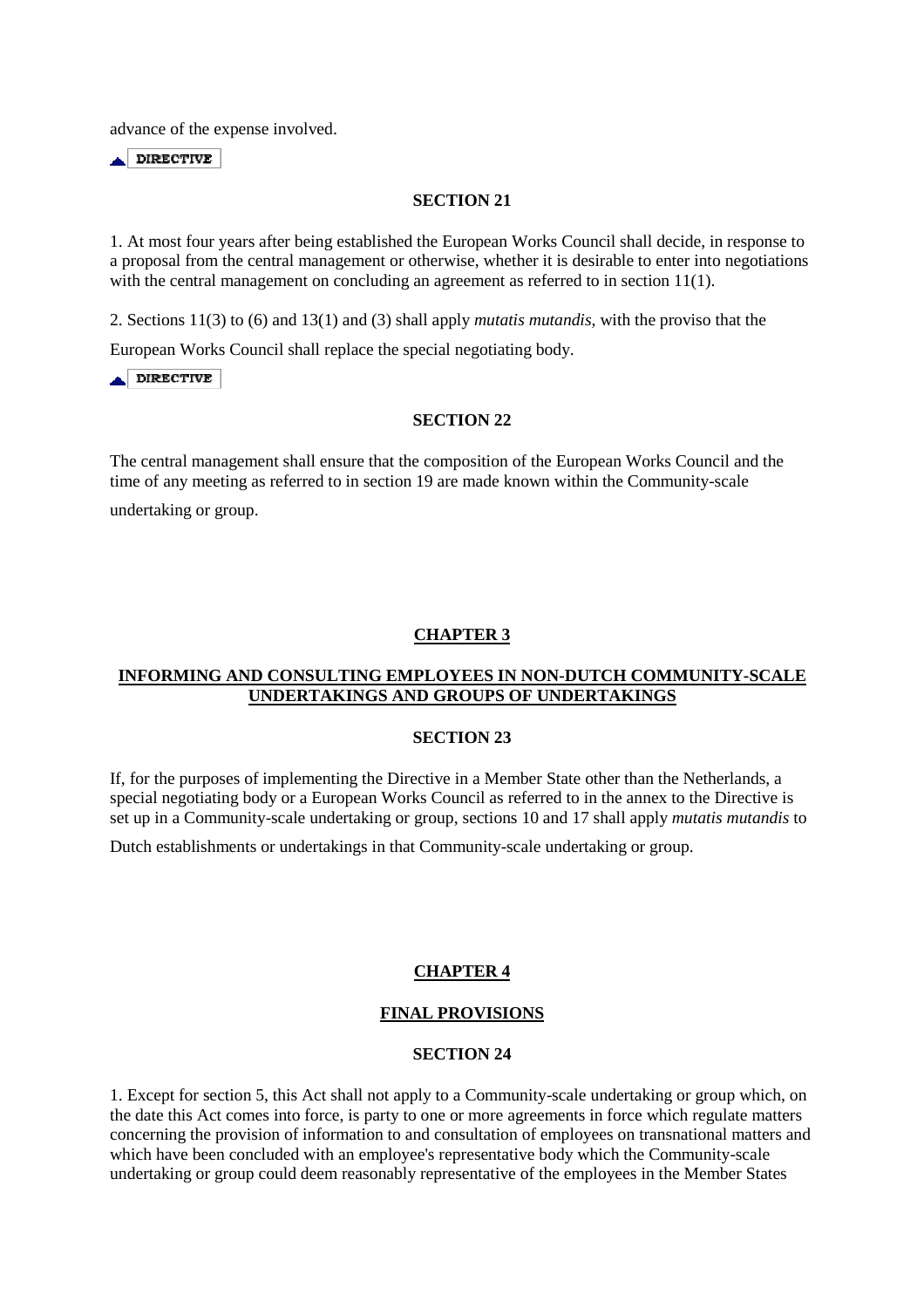advance of the expense involved.

DIRECTIVE

**SECTION 21**

1. At most four years after being established the European Works Council shall decide, in response to a proposal from the central management or otherwise, whether it is desirable to enter into negotiations with the central management on concluding an agreement as referred to in section 11(1).

2. Sections 11(3) to (6) and 13(1) and (3) shall apply *mutatis mutandis*, with the proviso that the European Works Council shall replace the special negotiating body.

DIRECTIVE

**SECTION 22**

The central management shall ensure that the composition of the European Works Council and the time of any meeting as referred to in section 19 are made known within the Community-scale undertaking or group.

## CHAPTER 3

## INFORMING AND CONSULTING EMPLOYEES IN NON-DUTCH COMMUNITY-SCALE UNDERTAKINGS AND GROUPS OF UNDERTAKINGS

**SECTION 23**

If, for the purposes of implementing the Directive in a Member State other than the Netherlands, a special negotiating body or a European Works Council as referred to in the annex to the Directive is set up in a Community-scale undertaking or group, sections 10 and 17 shall apply *mutatis mutandis* to Dutch establishments or undertakings in that Community-scale undertaking or group.

## CHAPTER 4

## FINAL PROVISIONS

**SECTION 24**

1. Except for section 5, this Act shall not apply to a Community-scale undertaking or group which, on the date this Act comes into force, is party to one or more agreements in force which regulate matters concerning the provision of information to and consultation of employees on transnational matters and which have been concluded with an employee's representative body which the Community-scale undertaking or group could deem reasonably representative of the employees in the Member States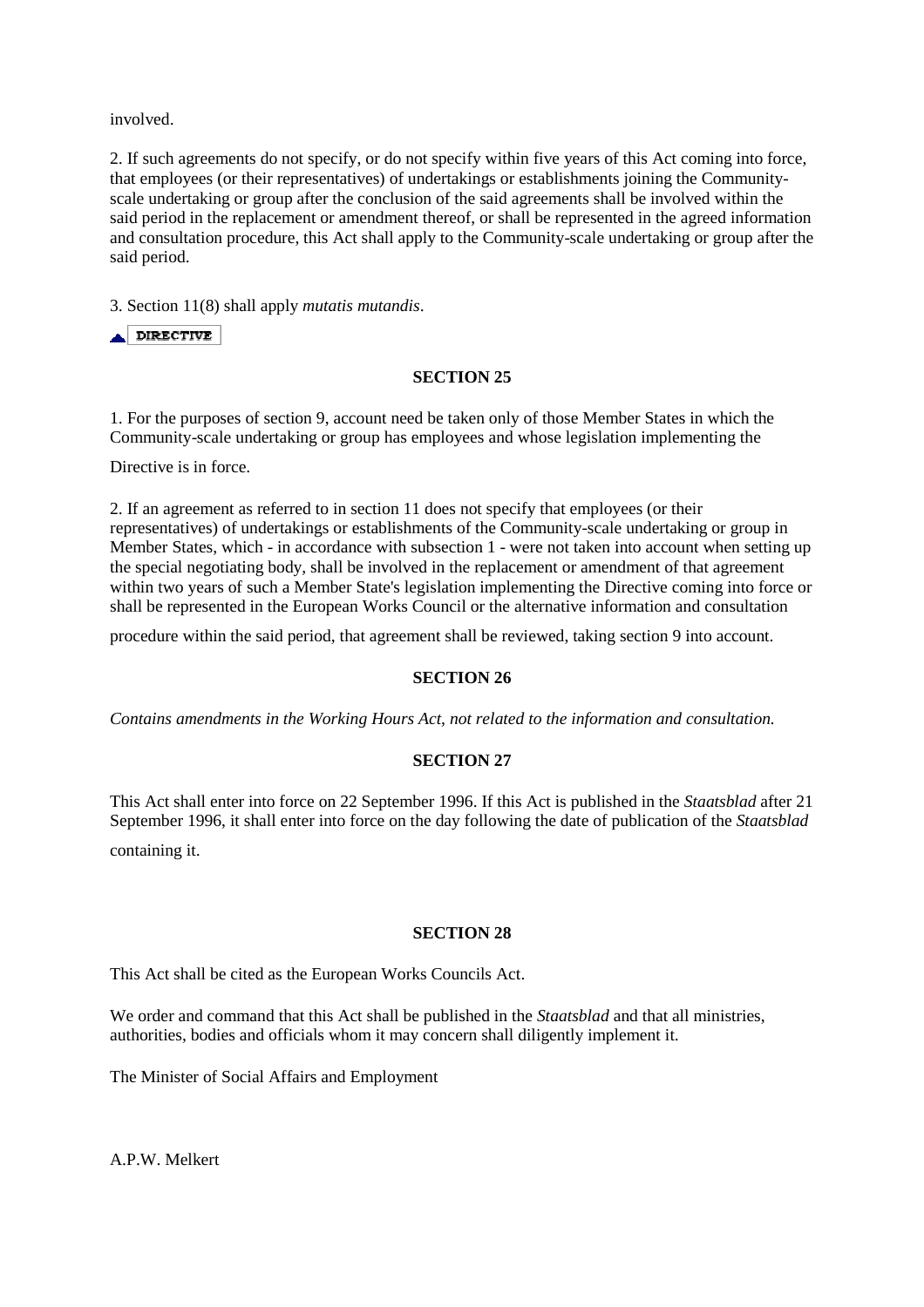involved.

2. If such agreements do not specify, or do not specify within five years of this Act coming into force, that employees (or their representatives) of undertakings or establishments joining the Community-scale undertaking or group after the conclusion of the said agreements shall be involved within the said period in the replacement or amendment thereof, or shall be represented in the agreed information and consultation procedure, this Act shall apply to the Community-scale undertaking or group after the said period.

3. Section 11(8) shall apply *mutatis mutandis*.

DIRECTIVE

**SECTION 25**

1. For the purposes of section 9, account need be taken only of those Member States in which the Community-scale undertaking or group has employees and whose legislation implementing the Directive is in force.

2. If an agreement as referred to in section 11 does not specify that employees (or their representatives) of undertakings or establishments of the Community-scale undertaking or group in Member States, which - in accordance with subsection 1 - were not taken into account when setting up the special negotiating body, shall be involved in the replacement or amendment of that agreement within two years of such a Member State's legislation implementing the Directive coming into force or shall be represented in the European Works Council or the alternative information and consultation procedure within the said period, that agreement shall be reviewed, taking section 9 into account.

**SECTION 26**

*Contains amendments in the Working Hours Act, not related to the information and consultation.*

**SECTION 27**

This Act shall enter into force on 22 September 1996. If this Act is published in the *Staatsblad* after 21 September 1996, it shall enter into force on the day following the date of publication of the *Staatsblad* containing it.

**SECTION 28**

This Act shall be cited as the European Works Councils Act.

We order and command that this Act shall be published in the *Staatsblad* and that all ministries, authorities, bodies and officials whom it may concern shall diligently implement it.

The Minister of Social Affairs and Employment

A.P.W. Melkert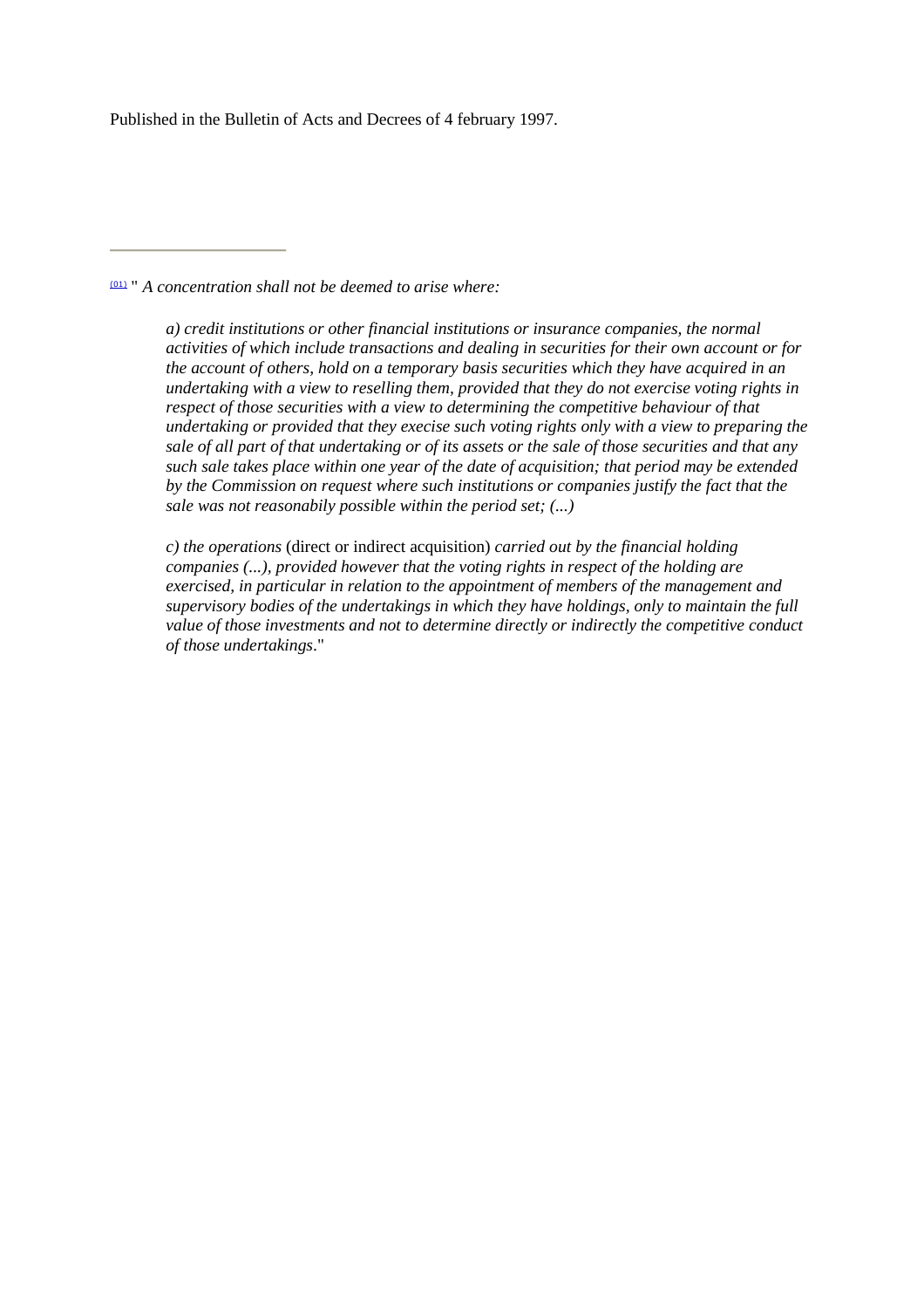Published in the Bulletin of Acts and Decrees of 4 february 1997.

---

(01) " *A concentration shall not be deemed to arise where:*

> *a) credit institutions or other financial institutions or insurance companies, the normal activities of which include transactions and dealing in securities for their own account or for the account of others, hold on a temporary basis securities which they have acquired in an undertaking with a view to reselling them, provided that they do not exercise voting rights in respect of those securities with a view to determining the competitive behaviour of that undertaking or provided that they execise such voting rights only with a view to preparing the sale of all part of that undertaking or of its assets or the sale of those securities and that any such sale takes place within one year of the date of acquisition; that period may be extended by the Commission on request where such institutions or companies justify the fact that the sale was not reasonabily possible within the period set; (...)*
>
> *c) the operations* (direct or indirect acquisition) *carried out by the financial holding companies (...), provided however that the voting rights in respect of the holding are exercised, in particular in relation to the appointment of members of the management and supervisory bodies of the undertakings in which they have holdings, only to maintain the full value of those investments and not to determine directly or indirectly the competitive conduct of those undertakings*."